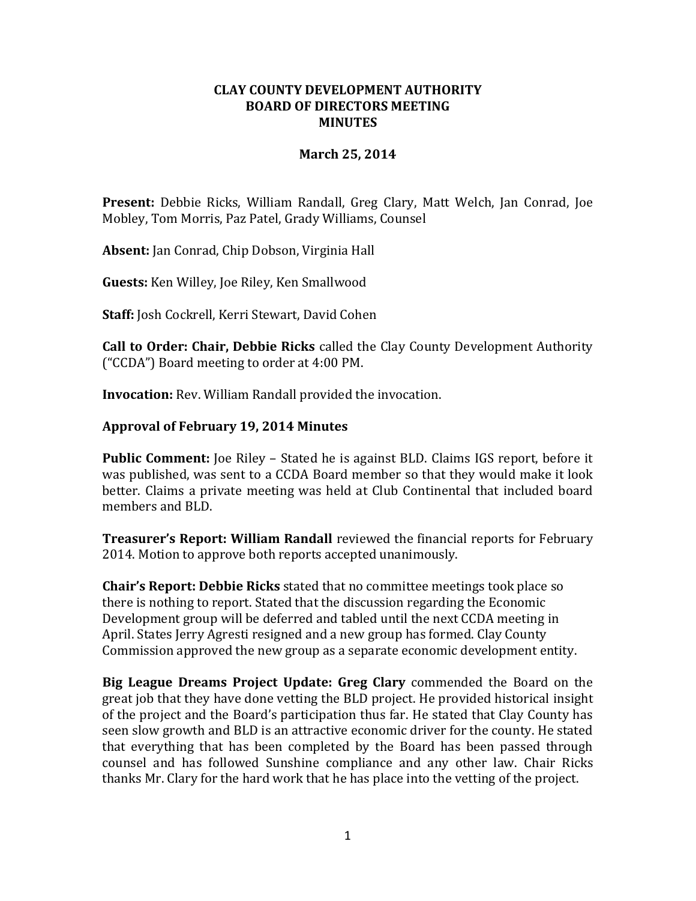# CLAY COUNTY DEVELOPMENT AUTHORITY
## BOARD OF DIRECTORS MEETING
## MINUTES

**March 25, 2014**

**Present:** Debbie Ricks, William Randall, Greg Clary, Matt Welch, Jan Conrad, Joe Mobley, Tom Morris, Paz Patel, Grady Williams, Counsel

**Absent:** Jan Conrad, Chip Dobson, Virginia Hall

**Guests:** Ken Willey, Joe Riley, Ken Smallwood

**Staff:** Josh Cockrell, Kerri Stewart, David Cohen

**Call to Order: Chair, Debbie Ricks** called the Clay County Development Authority ("CCDA") Board meeting to order at 4:00 PM.

**Invocation:** Rev. William Randall provided the invocation.

**Approval of February 19, 2014 Minutes**

**Public Comment:** Joe Riley – Stated he is against BLD. Claims IGS report, before it was published, was sent to a CCDA Board member so that they would make it look better. Claims a private meeting was held at Club Continental that included board members and BLD.

**Treasurer's Report: William Randall** reviewed the financial reports for February 2014. Motion to approve both reports accepted unanimously.

**Chair's Report: Debbie Ricks** stated that no committee meetings took place so there is nothing to report. Stated that the discussion regarding the Economic Development group will be deferred and tabled until the next CCDA meeting in April. States Jerry Agresti resigned and a new group has formed. Clay County Commission approved the new group as a separate economic development entity.

**Big League Dreams Project Update: Greg Clary** commended the Board on the great job that they have done vetting the BLD project. He provided historical insight of the project and the Board's participation thus far. He stated that Clay County has seen slow growth and BLD is an attractive economic driver for the county. He stated that everything that has been completed by the Board has been passed through counsel and has followed Sunshine compliance and any other law. Chair Ricks thanks Mr. Clary for the hard work that he has place into the vetting of the project.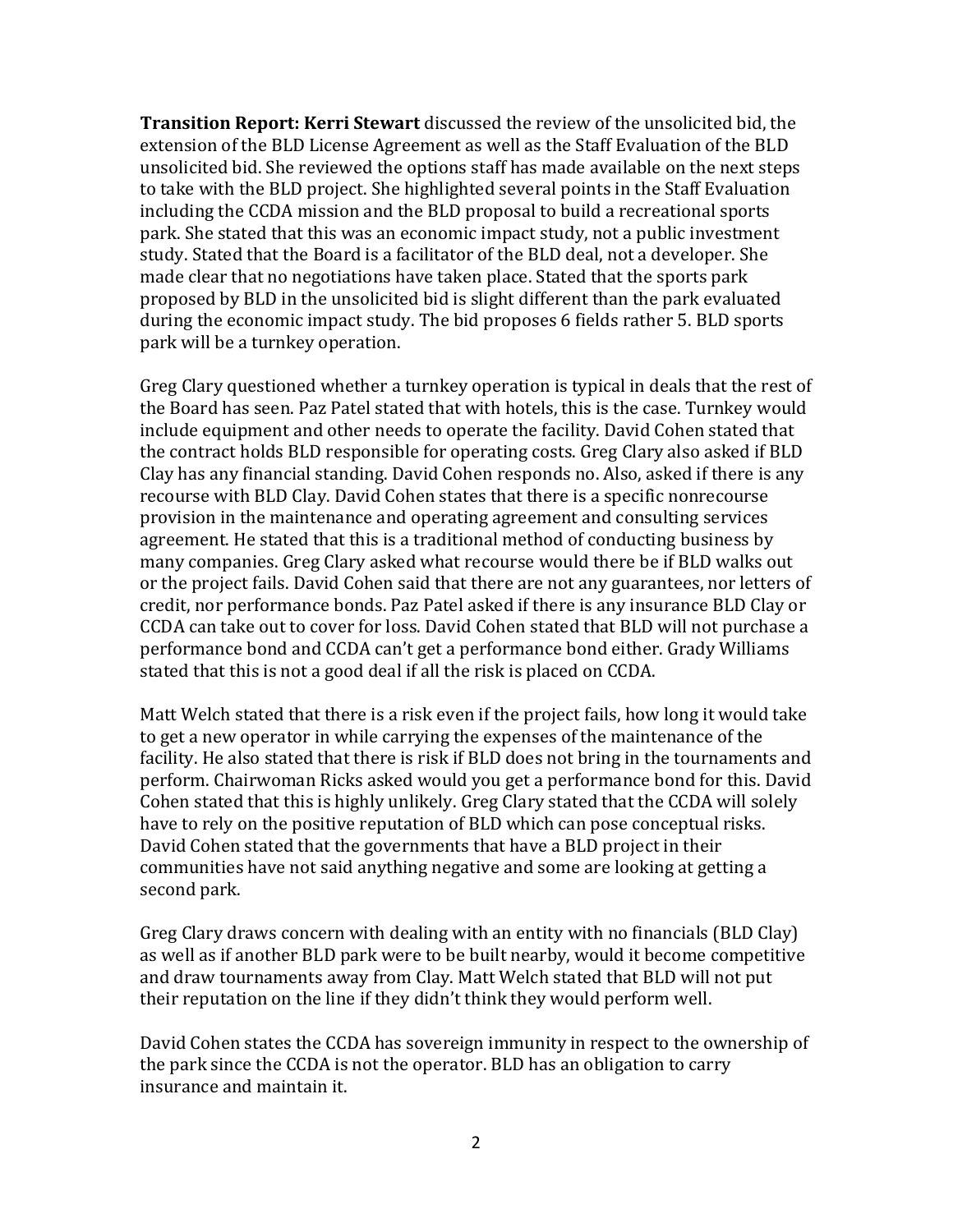**Transition Report: Kerri Stewart** discussed the review of the unsolicited bid, the extension of the BLD License Agreement as well as the Staff Evaluation of the BLD unsolicited bid. She reviewed the options staff has made available on the next steps to take with the BLD project. She highlighted several points in the Staff Evaluation including the CCDA mission and the BLD proposal to build a recreational sports park. She stated that this was an economic impact study, not a public investment study. Stated that the Board is a facilitator of the BLD deal, not a developer. She made clear that no negotiations have taken place. Stated that the sports park proposed by BLD in the unsolicited bid is slight different than the park evaluated during the economic impact study. The bid proposes 6 fields rather 5. BLD sports park will be a turnkey operation.

Greg Clary questioned whether a turnkey operation is typical in deals that the rest of the Board has seen. Paz Patel stated that with hotels, this is the case. Turnkey would include equipment and other needs to operate the facility. David Cohen stated that the contract holds BLD responsible for operating costs. Greg Clary also asked if BLD Clay has any financial standing. David Cohen responds no. Also, asked if there is any recourse with BLD Clay. David Cohen states that there is a specific nonrecourse provision in the maintenance and operating agreement and consulting services agreement. He stated that this is a traditional method of conducting business by many companies. Greg Clary asked what recourse would there be if BLD walks out or the project fails. David Cohen said that there are not any guarantees, nor letters of credit, nor performance bonds. Paz Patel asked if there is any insurance BLD Clay or CCDA can take out to cover for loss. David Cohen stated that BLD will not purchase a performance bond and CCDA can't get a performance bond either. Grady Williams stated that this is not a good deal if all the risk is placed on CCDA.

Matt Welch stated that there is a risk even if the project fails, how long it would take to get a new operator in while carrying the expenses of the maintenance of the facility. He also stated that there is risk if BLD does not bring in the tournaments and perform. Chairwoman Ricks asked would you get a performance bond for this. David Cohen stated that this is highly unlikely. Greg Clary stated that the CCDA will solely have to rely on the positive reputation of BLD which can pose conceptual risks. David Cohen stated that the governments that have a BLD project in their communities have not said anything negative and some are looking at getting a second park.

Greg Clary draws concern with dealing with an entity with no financials (BLD Clay) as well as if another BLD park were to be built nearby, would it become competitive and draw tournaments away from Clay. Matt Welch stated that BLD will not put their reputation on the line if they didn't think they would perform well.

David Cohen states the CCDA has sovereign immunity in respect to the ownership of the park since the CCDA is not the operator. BLD has an obligation to carry insurance and maintain it.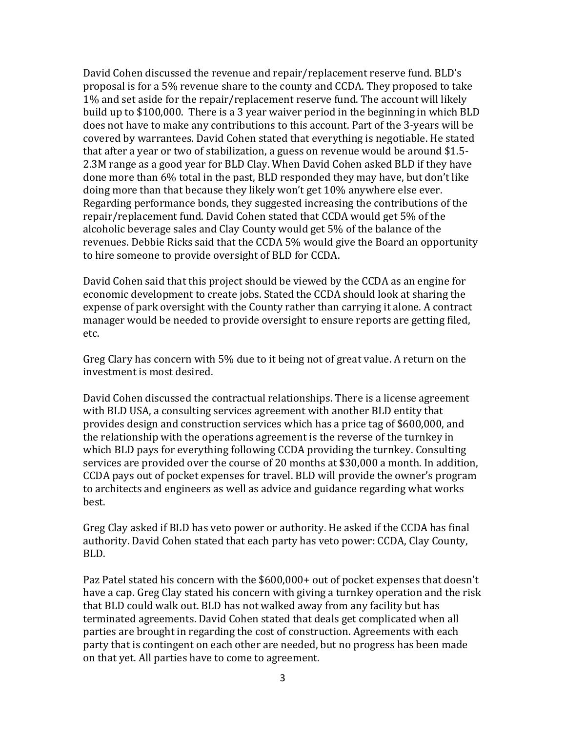David Cohen discussed the revenue and repair/replacement reserve fund. BLD's proposal is for a 5% revenue share to the county and CCDA. They proposed to take 1% and set aside for the repair/replacement reserve fund. The account will likely build up to $100,000. There is a 3 year waiver period in the beginning in which BLD does not have to make any contributions to this account. Part of the 3-years will be covered by warrantees. David Cohen stated that everything is negotiable. He stated that after a year or two of stabilization, a guess on revenue would be around $1.5-2.3M range as a good year for BLD Clay. When David Cohen asked BLD if they have done more than 6% total in the past, BLD responded they may have, but don't like doing more than that because they likely won't get 10% anywhere else ever. Regarding performance bonds, they suggested increasing the contributions of the repair/replacement fund. David Cohen stated that CCDA would get 5% of the alcoholic beverage sales and Clay County would get 5% of the balance of the revenues. Debbie Ricks said that the CCDA 5% would give the Board an opportunity to hire someone to provide oversight of BLD for CCDA.

David Cohen said that this project should be viewed by the CCDA as an engine for economic development to create jobs. Stated the CCDA should look at sharing the expense of park oversight with the County rather than carrying it alone. A contract manager would be needed to provide oversight to ensure reports are getting filed, etc.

Greg Clary has concern with 5% due to it being not of great value. A return on the investment is most desired.

David Cohen discussed the contractual relationships. There is a license agreement with BLD USA, a consulting services agreement with another BLD entity that provides design and construction services which has a price tag of $600,000, and the relationship with the operations agreement is the reverse of the turnkey in which BLD pays for everything following CCDA providing the turnkey. Consulting services are provided over the course of 20 months at $30,000 a month. In addition, CCDA pays out of pocket expenses for travel. BLD will provide the owner's program to architects and engineers as well as advice and guidance regarding what works best.

Greg Clay asked if BLD has veto power or authority. He asked if the CCDA has final authority. David Cohen stated that each party has veto power: CCDA, Clay County, BLD.

Paz Patel stated his concern with the $600,000+ out of pocket expenses that doesn't have a cap. Greg Clay stated his concern with giving a turnkey operation and the risk that BLD could walk out. BLD has not walked away from any facility but has terminated agreements. David Cohen stated that deals get complicated when all parties are brought in regarding the cost of construction. Agreements with each party that is contingent on each other are needed, but no progress has been made on that yet. All parties have to come to agreement.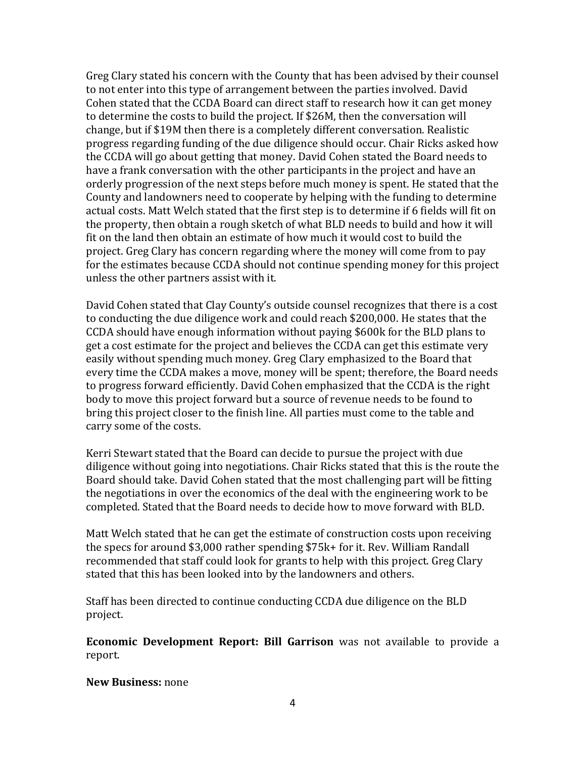Greg Clary stated his concern with the County that has been advised by their counsel to not enter into this type of arrangement between the parties involved. David Cohen stated that the CCDA Board can direct staff to research how it can get money to determine the costs to build the project. If $26M, then the conversation will change, but if $19M then there is a completely different conversation. Realistic progress regarding funding of the due diligence should occur. Chair Ricks asked how the CCDA will go about getting that money. David Cohen stated the Board needs to have a frank conversation with the other participants in the project and have an orderly progression of the next steps before much money is spent. He stated that the County and landowners need to cooperate by helping with the funding to determine actual costs. Matt Welch stated that the first step is to determine if 6 fields will fit on the property, then obtain a rough sketch of what BLD needs to build and how it will fit on the land then obtain an estimate of how much it would cost to build the project. Greg Clary has concern regarding where the money will come from to pay for the estimates because CCDA should not continue spending money for this project unless the other partners assist with it.

David Cohen stated that Clay County's outside counsel recognizes that there is a cost to conducting the due diligence work and could reach $200,000. He states that the CCDA should have enough information without paying $600k for the BLD plans to get a cost estimate for the project and believes the CCDA can get this estimate very easily without spending much money. Greg Clary emphasized to the Board that every time the CCDA makes a move, money will be spent; therefore, the Board needs to progress forward efficiently. David Cohen emphasized that the CCDA is the right body to move this project forward but a source of revenue needs to be found to bring this project closer to the finish line. All parties must come to the table and carry some of the costs.

Kerri Stewart stated that the Board can decide to pursue the project with due diligence without going into negotiations. Chair Ricks stated that this is the route the Board should take. David Cohen stated that the most challenging part will be fitting the negotiations in over the economics of the deal with the engineering work to be completed. Stated that the Board needs to decide how to move forward with BLD.

Matt Welch stated that he can get the estimate of construction costs upon receiving the specs for around $3,000 rather spending $75k+ for it. Rev. William Randall recommended that staff could look for grants to help with this project. Greg Clary stated that this has been looked into by the landowners and others.

Staff has been directed to continue conducting CCDA due diligence on the BLD project.

**Economic Development Report: Bill Garrison** was not available to provide a report.

**New Business:** none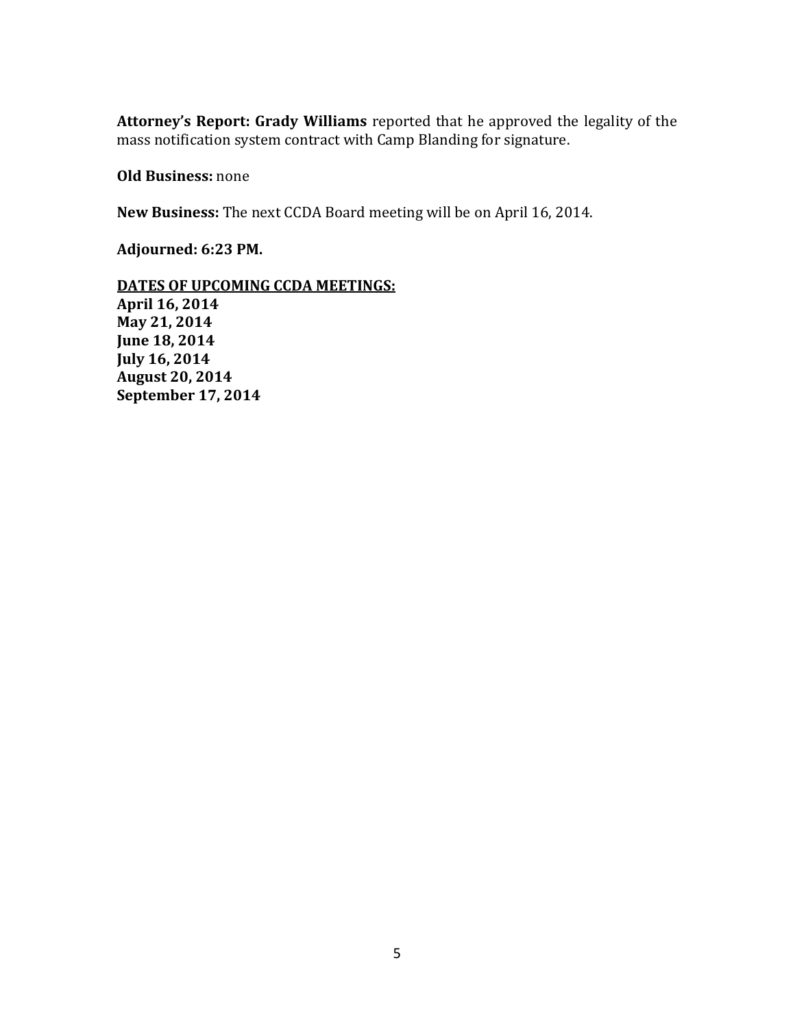**Attorney's Report: Grady Williams** reported that he approved the legality of the mass notification system contract with Camp Blanding for signature.

**Old Business:** none

**New Business:** The next CCDA Board meeting will be on April 16, 2014.

**Adjourned: 6:23 PM.**

**<u>DATES OF UPCOMING CCDA MEETINGS:</u>**
**April 16, 2014**
**May 21, 2014**
**June 18, 2014**
**July 16, 2014**
**August 20, 2014**
**September 17, 2014**